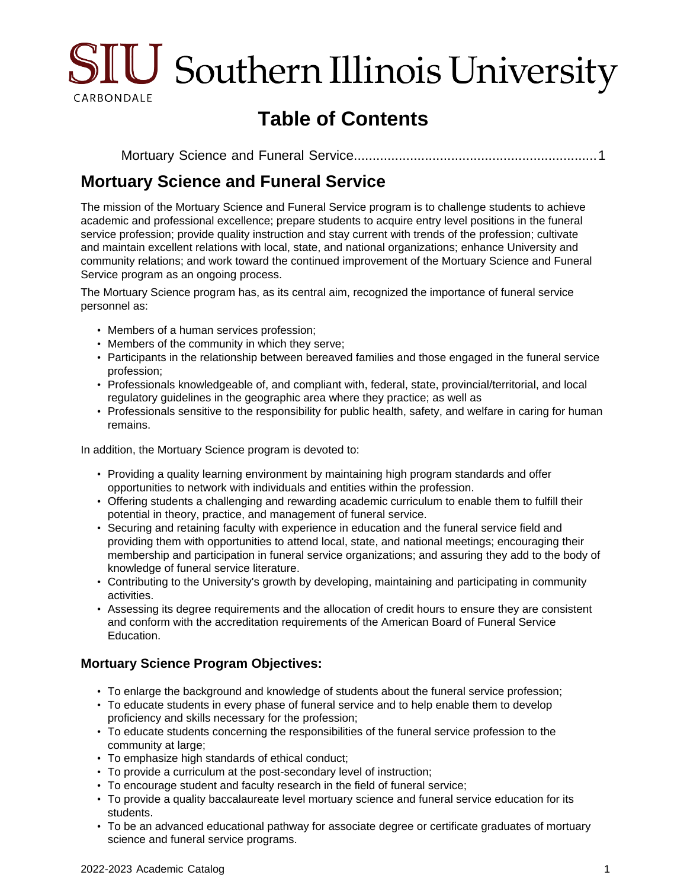# Table of Contents

Mortuary Science and Funeral Service................................................................1

## Mortuary Science and Funeral Service

The mission of the Mortuary Science and Funeral Service program is to challenge students to achieve academic and professional excellence; prepare students to acquire entry level positions in the funeral service profession; provide quality instruction and stay current with trends of the profession; cultivate and maintain excellent relations with local, state, and national organizations; enhance University and community relations; and work toward the continued improvement of the Mortuary Science and Funeral Service program as an ongoing process.

The Mortuary Science program has, as its central aim, recognized the importance of funeral service personnel as:

- Members of a human services profession;
- Members of the community in which they serve;
- Participants in the relationship between bereaved families and those engaged in the funeral service profession;
- Professionals knowledgeable of, and compliant with, federal, state, provincial/territorial, and local regulatory guidelines in the geographic area where they practice; as well as
- Professionals sensitive to the responsibility for public health, safety, and welfare in caring for human remains.

In addition, the Mortuary Science program is devoted to:

- Providing a quality learning environment by maintaining high program standards and offer opportunities to network with individuals and entities within the profession.
- Offering students a challenging and rewarding academic curriculum to enable them to fulfill their potential in theory, practice, and management of funeral service.
- Securing and retaining faculty with experience in education and the funeral service field and providing them with opportunities to attend local, state, and national meetings; encouraging their membership and participation in funeral service organizations; and assuring they add to the body of knowledge of funeral service literature.
- Contributing to the University's growth by developing, maintaining and participating in community activities.
- Assessing its degree requirements and the allocation of credit hours to ensure they are consistent and conform with the accreditation requirements of the American Board of Funeral Service Education.

### Mortuary Science Program Objectives:

- To enlarge the background and knowledge of students about the funeral service profession;
- To educate students in every phase of funeral service and to help enable them to develop proficiency and skills necessary for the profession;
- To educate students concerning the responsibilities of the funeral service profession to the community at large;
- To emphasize high standards of ethical conduct;
- To provide a curriculum at the post-secondary level of instruction;
- To encourage student and faculty research in the field of funeral service;
- To provide a quality baccalaureate level mortuary science and funeral service education for its students.
- To be an advanced educational pathway for associate degree or certificate graduates of mortuary science and funeral service programs.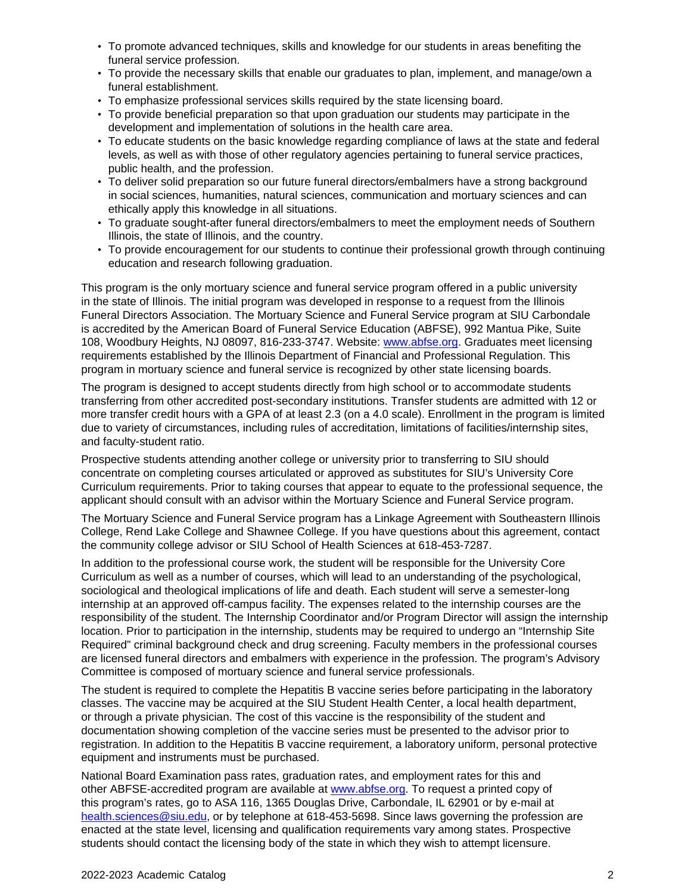- To promote advanced techniques, skills and knowledge for our students in areas benefiting the funeral service profession.
- To provide the necessary skills that enable our graduates to plan, implement, and manage/own a funeral establishment.
- To emphasize professional services skills required by the state licensing board.
- To provide beneficial preparation so that upon graduation our students may participate in the development and implementation of solutions in the health care area.
- To educate students on the basic knowledge regarding compliance of laws at the state and federal levels, as well as with those of other regulatory agencies pertaining to funeral service practices, public health, and the profession.
- To deliver solid preparation so our future funeral directors/embalmers have a strong background in social sciences, humanities, natural sciences, communication and mortuary sciences and can ethically apply this knowledge in all situations.
- To graduate sought-after funeral directors/embalmers to meet the employment needs of Southern Illinois, the state of Illinois, and the country.
- To provide encouragement for our students to continue their professional growth through continuing education and research following graduation.

This program is the only mortuary science and funeral service program offered in a public university in the state of Illinois. The initial program was developed in response to a request from the Illinois Funeral Directors Association. The Mortuary Science and Funeral Service program at SIU Carbondale is accredited by the American Board of Funeral Service Education (ABFSE), 992 Mantua Pike, Suite 108, Woodbury Heights, NJ 08097, 816-233-3747. Website: [www.abfse.org](http://www.abfse.org). Graduates meet licensing requirements established by the Illinois Department of Financial and Professional Regulation. This program in mortuary science and funeral service is recognized by other state licensing boards.

The program is designed to accept students directly from high school or to accommodate students transferring from other accredited post-secondary institutions. Transfer students are admitted with 12 or more transfer credit hours with a GPA of at least 2.3 (on a 4.0 scale). Enrollment in the program is limited due to variety of circumstances, including rules of accreditation, limitations of facilities/internship sites, and faculty-student ratio.

Prospective students attending another college or university prior to transferring to SIU should concentrate on completing courses articulated or approved as substitutes for SIU's University Core Curriculum requirements. Prior to taking courses that appear to equate to the professional sequence, the applicant should consult with an advisor within the Mortuary Science and Funeral Service program.

The Mortuary Science and Funeral Service program has a Linkage Agreement with Southeastern Illinois College, Rend Lake College and Shawnee College. If you have questions about this agreement, contact the community college advisor or SIU School of Health Sciences at 618-453-7287.

In addition to the professional course work, the student will be responsible for the University Core Curriculum as well as a number of courses, which will lead to an understanding of the psychological, sociological and theological implications of life and death. Each student will serve a semester-long internship at an approved off-campus facility. The expenses related to the internship courses are the responsibility of the student. The Internship Coordinator and/or Program Director will assign the internship location. Prior to participation in the internship, students may be required to undergo an "Internship Site Required" criminal background check and drug screening. Faculty members in the professional courses are licensed funeral directors and embalmers with experience in the profession. The program's Advisory Committee is composed of mortuary science and funeral service professionals.

The student is required to complete the Hepatitis B vaccine series before participating in the laboratory classes. The vaccine may be acquired at the SIU Student Health Center, a local health department, or through a private physician. The cost of this vaccine is the responsibility of the student and documentation showing completion of the vaccine series must be presented to the advisor prior to registration. In addition to the Hepatitis B vaccine requirement, a laboratory uniform, personal protective equipment and instruments must be purchased.

National Board Examination pass rates, graduation rates, and employment rates for this and other ABFSE-accredited program are available at [www.abfse.org](http://www.abfse.org). To request a printed copy of this program's rates, go to ASA 116, 1365 Douglas Drive, Carbondale, IL 62901 or by e-mail at [health.sciences@siu.edu](mailto:health.sciences@siu.edu), or by telephone at 618-453-5698. Since laws governing the profession are enacted at the state level, licensing and qualification requirements vary among states. Prospective students should contact the licensing body of the state in which they wish to attempt licensure.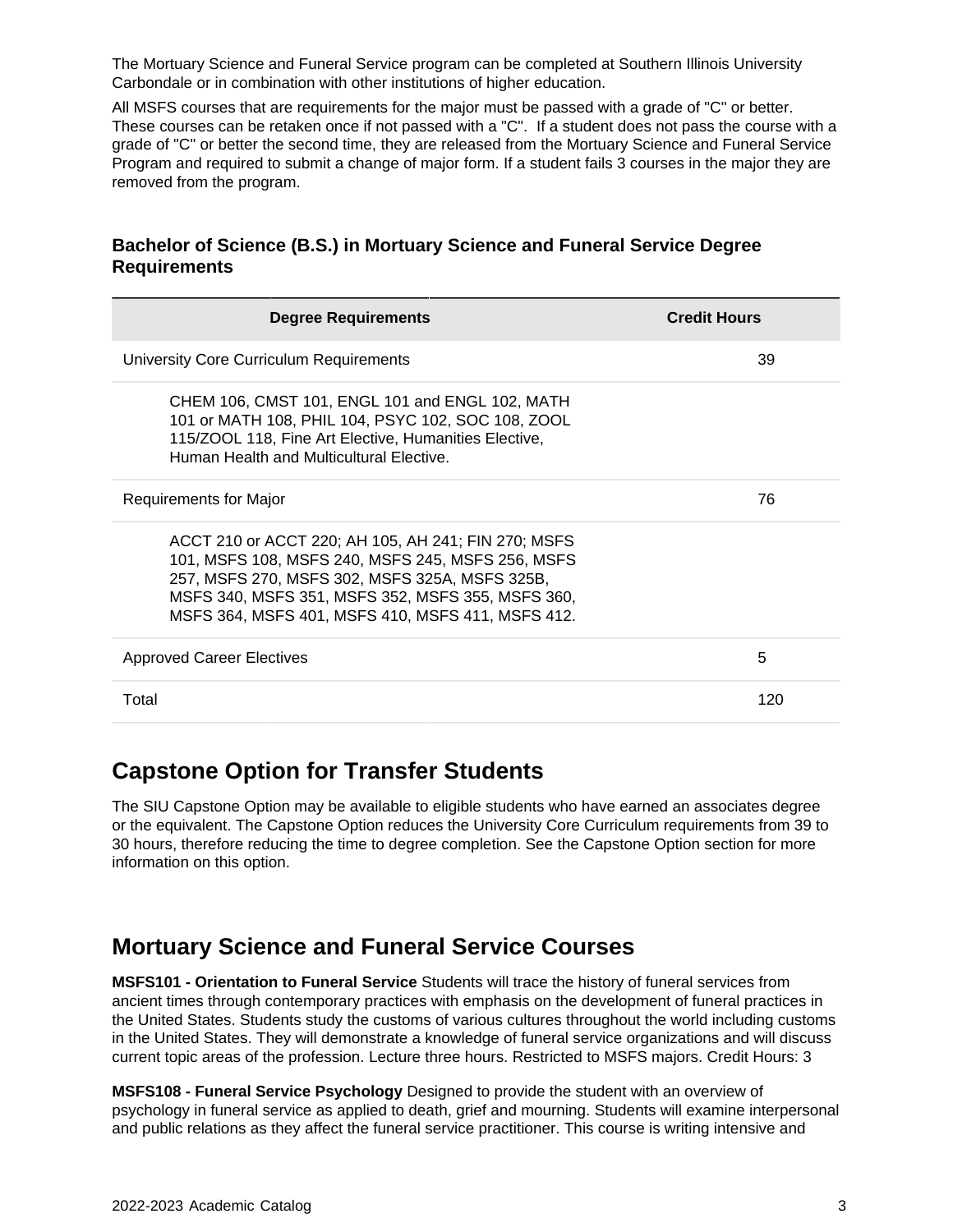The Mortuary Science and Funeral Service program can be completed at Southern Illinois University Carbondale or in combination with other institutions of higher education.

All MSFS courses that are requirements for the major must be passed with a grade of "C" or better. These courses can be retaken once if not passed with a "C". If a student does not pass the course with a grade of "C" or better the second time, they are released from the Mortuary Science and Funeral Service Program and required to submit a change of major form. If a student fails 3 courses in the major they are removed from the program.

### Bachelor of Science (B.S.) in Mortuary Science and Funeral Service Degree Requirements

| Degree Requirements | Credit Hours |
|---|---|
| University Core Curriculum Requirements | 39 |
| CHEM 106, CMST 101, ENGL 101 and ENGL 102, MATH 101 or MATH 108, PHIL 104, PSYC 102, SOC 108, ZOOL 115/ZOOL 118, Fine Art Elective, Humanities Elective, Human Health and Multicultural Elective. | |
| Requirements for Major | 76 |
| ACCT 210 or ACCT 220; AH 105, AH 241; FIN 270; MSFS 101, MSFS 108, MSFS 240, MSFS 245, MSFS 256, MSFS 257, MSFS 270, MSFS 302, MSFS 325A, MSFS 325B, MSFS 340, MSFS 351, MSFS 352, MSFS 355, MSFS 360, MSFS 364, MSFS 401, MSFS 410, MSFS 411, MSFS 412. | |
| Approved Career Electives | 5 |
| Total | 120 |

## Capstone Option for Transfer Students

The SIU Capstone Option may be available to eligible students who have earned an associates degree or the equivalent. The Capstone Option reduces the University Core Curriculum requirements from 39 to 30 hours, therefore reducing the time to degree completion. See the Capstone Option section for more information on this option.

## Mortuary Science and Funeral Service Courses

**MSFS101 - Orientation to Funeral Service** Students will trace the history of funeral services from ancient times through contemporary practices with emphasis on the development of funeral practices in the United States. Students study the customs of various cultures throughout the world including customs in the United States. They will demonstrate a knowledge of funeral service organizations and will discuss current topic areas of the profession. Lecture three hours. Restricted to MSFS majors. Credit Hours: 3

**MSFS108 - Funeral Service Psychology** Designed to provide the student with an overview of psychology in funeral service as applied to death, grief and mourning. Students will examine interpersonal and public relations as they affect the funeral service practitioner. This course is writing intensive and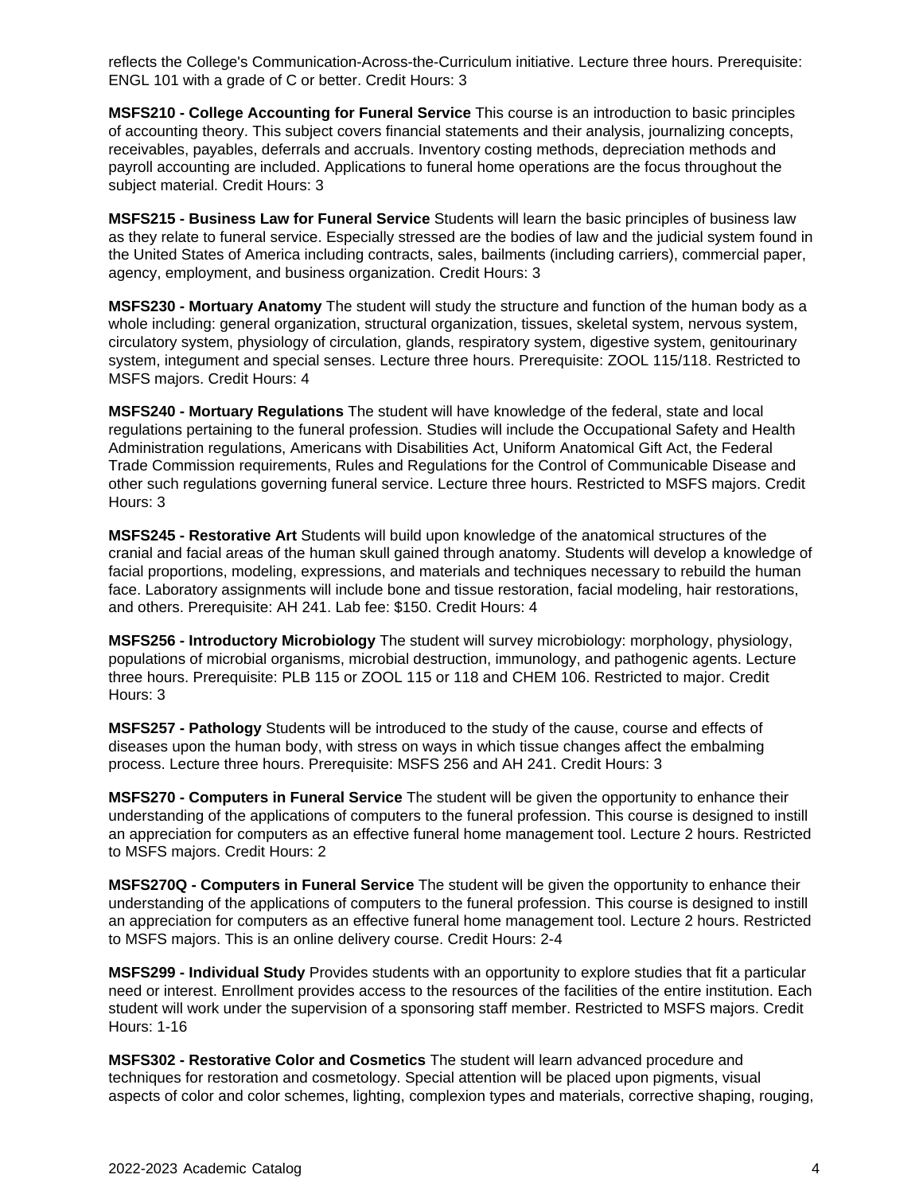reflects the College's Communication-Across-the-Curriculum initiative. Lecture three hours. Prerequisite: ENGL 101 with a grade of C or better. Credit Hours: 3

**MSFS210 - College Accounting for Funeral Service** This course is an introduction to basic principles of accounting theory. This subject covers financial statements and their analysis, journalizing concepts, receivables, payables, deferrals and accruals. Inventory costing methods, depreciation methods and payroll accounting are included. Applications to funeral home operations are the focus throughout the subject material. Credit Hours: 3

**MSFS215 - Business Law for Funeral Service** Students will learn the basic principles of business law as they relate to funeral service. Especially stressed are the bodies of law and the judicial system found in the United States of America including contracts, sales, bailments (including carriers), commercial paper, agency, employment, and business organization. Credit Hours: 3

**MSFS230 - Mortuary Anatomy** The student will study the structure and function of the human body as a whole including: general organization, structural organization, tissues, skeletal system, nervous system, circulatory system, physiology of circulation, glands, respiratory system, digestive system, genitourinary system, integument and special senses. Lecture three hours. Prerequisite: ZOOL 115/118. Restricted to MSFS majors. Credit Hours: 4

**MSFS240 - Mortuary Regulations** The student will have knowledge of the federal, state and local regulations pertaining to the funeral profession. Studies will include the Occupational Safety and Health Administration regulations, Americans with Disabilities Act, Uniform Anatomical Gift Act, the Federal Trade Commission requirements, Rules and Regulations for the Control of Communicable Disease and other such regulations governing funeral service. Lecture three hours. Restricted to MSFS majors. Credit Hours: 3

**MSFS245 - Restorative Art** Students will build upon knowledge of the anatomical structures of the cranial and facial areas of the human skull gained through anatomy. Students will develop a knowledge of facial proportions, modeling, expressions, and materials and techniques necessary to rebuild the human face. Laboratory assignments will include bone and tissue restoration, facial modeling, hair restorations, and others. Prerequisite: AH 241. Lab fee: $150. Credit Hours: 4

**MSFS256 - Introductory Microbiology** The student will survey microbiology: morphology, physiology, populations of microbial organisms, microbial destruction, immunology, and pathogenic agents. Lecture three hours. Prerequisite: PLB 115 or ZOOL 115 or 118 and CHEM 106. Restricted to major. Credit Hours: 3

**MSFS257 - Pathology** Students will be introduced to the study of the cause, course and effects of diseases upon the human body, with stress on ways in which tissue changes affect the embalming process. Lecture three hours. Prerequisite: MSFS 256 and AH 241. Credit Hours: 3

**MSFS270 - Computers in Funeral Service** The student will be given the opportunity to enhance their understanding of the applications of computers to the funeral profession. This course is designed to instill an appreciation for computers as an effective funeral home management tool. Lecture 2 hours. Restricted to MSFS majors. Credit Hours: 2

**MSFS270Q - Computers in Funeral Service** The student will be given the opportunity to enhance their understanding of the applications of computers to the funeral profession. This course is designed to instill an appreciation for computers as an effective funeral home management tool. Lecture 2 hours. Restricted to MSFS majors. This is an online delivery course. Credit Hours: 2-4

**MSFS299 - Individual Study** Provides students with an opportunity to explore studies that fit a particular need or interest. Enrollment provides access to the resources of the facilities of the entire institution. Each student will work under the supervision of a sponsoring staff member. Restricted to MSFS majors. Credit Hours: 1-16

**MSFS302 - Restorative Color and Cosmetics** The student will learn advanced procedure and techniques for restoration and cosmetology. Special attention will be placed upon pigments, visual aspects of color and color schemes, lighting, complexion types and materials, corrective shaping, rouging,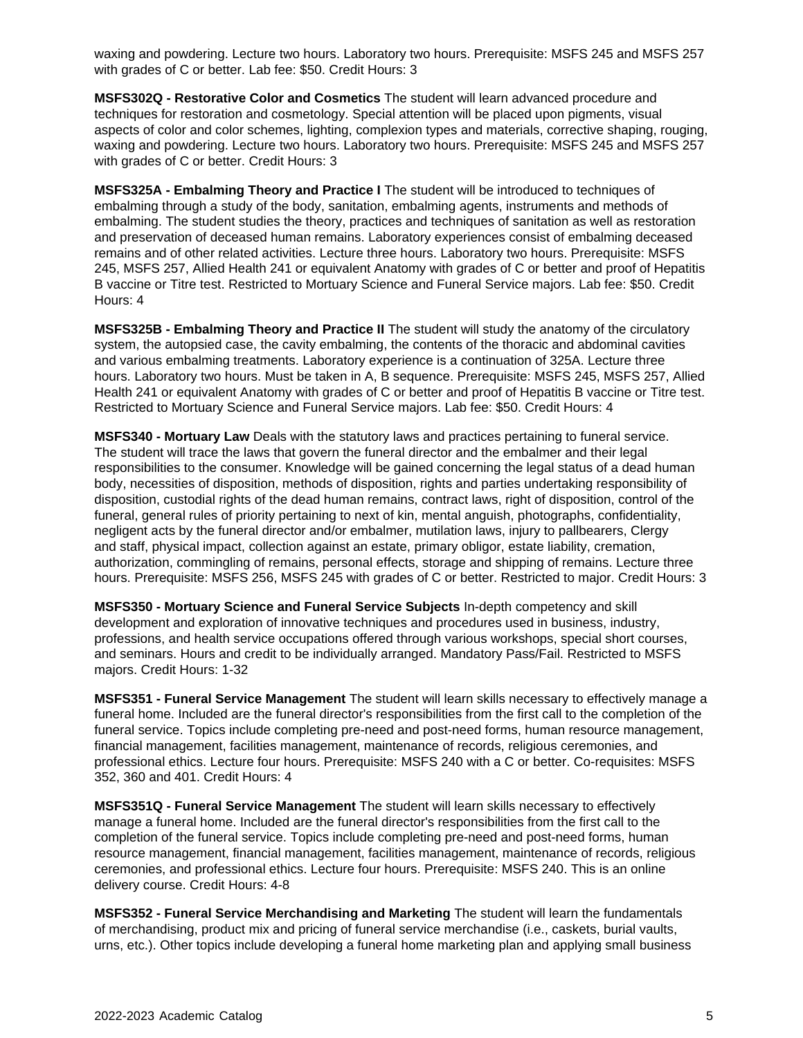waxing and powdering. Lecture two hours. Laboratory two hours. Prerequisite: MSFS 245 and MSFS 257 with grades of C or better. Lab fee: $50. Credit Hours: 3

**MSFS302Q - Restorative Color and Cosmetics** The student will learn advanced procedure and techniques for restoration and cosmetology. Special attention will be placed upon pigments, visual aspects of color and color schemes, lighting, complexion types and materials, corrective shaping, rouging, waxing and powdering. Lecture two hours. Laboratory two hours. Prerequisite: MSFS 245 and MSFS 257 with grades of C or better. Credit Hours: 3

**MSFS325A - Embalming Theory and Practice I** The student will be introduced to techniques of embalming through a study of the body, sanitation, embalming agents, instruments and methods of embalming. The student studies the theory, practices and techniques of sanitation as well as restoration and preservation of deceased human remains. Laboratory experiences consist of embalming deceased remains and of other related activities. Lecture three hours. Laboratory two hours. Prerequisite: MSFS 245, MSFS 257, Allied Health 241 or equivalent Anatomy with grades of C or better and proof of Hepatitis B vaccine or Titre test. Restricted to Mortuary Science and Funeral Service majors. Lab fee: $50. Credit Hours: 4

**MSFS325B - Embalming Theory and Practice II** The student will study the anatomy of the circulatory system, the autopsied case, the cavity embalming, the contents of the thoracic and abdominal cavities and various embalming treatments. Laboratory experience is a continuation of 325A. Lecture three hours. Laboratory two hours. Must be taken in A, B sequence. Prerequisite: MSFS 245, MSFS 257, Allied Health 241 or equivalent Anatomy with grades of C or better and proof of Hepatitis B vaccine or Titre test. Restricted to Mortuary Science and Funeral Service majors. Lab fee: $50. Credit Hours: 4

**MSFS340 - Mortuary Law** Deals with the statutory laws and practices pertaining to funeral service. The student will trace the laws that govern the funeral director and the embalmer and their legal responsibilities to the consumer. Knowledge will be gained concerning the legal status of a dead human body, necessities of disposition, methods of disposition, rights and parties undertaking responsibility of disposition, custodial rights of the dead human remains, contract laws, right of disposition, control of the funeral, general rules of priority pertaining to next of kin, mental anguish, photographs, confidentiality, negligent acts by the funeral director and/or embalmer, mutilation laws, injury to pallbearers, Clergy and staff, physical impact, collection against an estate, primary obligor, estate liability, cremation, authorization, commingling of remains, personal effects, storage and shipping of remains. Lecture three hours. Prerequisite: MSFS 256, MSFS 245 with grades of C or better. Restricted to major. Credit Hours: 3

**MSFS350 - Mortuary Science and Funeral Service Subjects** In-depth competency and skill development and exploration of innovative techniques and procedures used in business, industry, professions, and health service occupations offered through various workshops, special short courses, and seminars. Hours and credit to be individually arranged. Mandatory Pass/Fail. Restricted to MSFS majors. Credit Hours: 1-32

**MSFS351 - Funeral Service Management** The student will learn skills necessary to effectively manage a funeral home. Included are the funeral director's responsibilities from the first call to the completion of the funeral service. Topics include completing pre-need and post-need forms, human resource management, financial management, facilities management, maintenance of records, religious ceremonies, and professional ethics. Lecture four hours. Prerequisite: MSFS 240 with a C or better. Co-requisites: MSFS 352, 360 and 401. Credit Hours: 4

**MSFS351Q - Funeral Service Management** The student will learn skills necessary to effectively manage a funeral home. Included are the funeral director's responsibilities from the first call to the completion of the funeral service. Topics include completing pre-need and post-need forms, human resource management, financial management, facilities management, maintenance of records, religious ceremonies, and professional ethics. Lecture four hours. Prerequisite: MSFS 240. This is an online delivery course. Credit Hours: 4-8

**MSFS352 - Funeral Service Merchandising and Marketing** The student will learn the fundamentals of merchandising, product mix and pricing of funeral service merchandise (i.e., caskets, burial vaults, urns, etc.). Other topics include developing a funeral home marketing plan and applying small business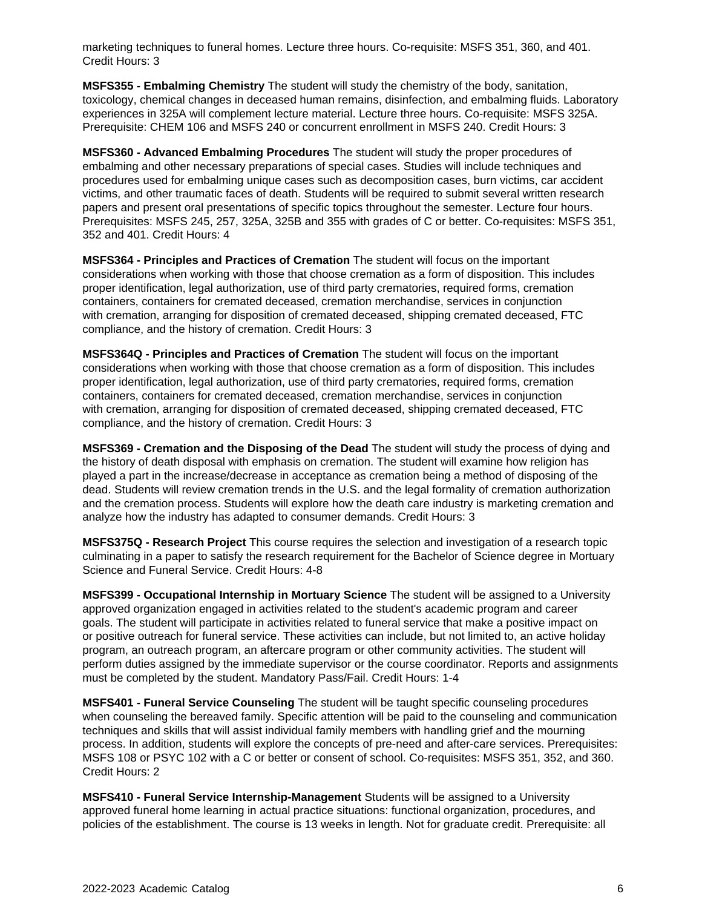marketing techniques to funeral homes. Lecture three hours. Co-requisite: MSFS 351, 360, and 401. Credit Hours: 3

**MSFS355 - Embalming Chemistry** The student will study the chemistry of the body, sanitation, toxicology, chemical changes in deceased human remains, disinfection, and embalming fluids. Laboratory experiences in 325A will complement lecture material. Lecture three hours. Co-requisite: MSFS 325A. Prerequisite: CHEM 106 and MSFS 240 or concurrent enrollment in MSFS 240. Credit Hours: 3

**MSFS360 - Advanced Embalming Procedures** The student will study the proper procedures of embalming and other necessary preparations of special cases. Studies will include techniques and procedures used for embalming unique cases such as decomposition cases, burn victims, car accident victims, and other traumatic faces of death. Students will be required to submit several written research papers and present oral presentations of specific topics throughout the semester. Lecture four hours. Prerequisites: MSFS 245, 257, 325A, 325B and 355 with grades of C or better. Co-requisites: MSFS 351, 352 and 401. Credit Hours: 4

**MSFS364 - Principles and Practices of Cremation** The student will focus on the important considerations when working with those that choose cremation as a form of disposition. This includes proper identification, legal authorization, use of third party crematories, required forms, cremation containers, containers for cremated deceased, cremation merchandise, services in conjunction with cremation, arranging for disposition of cremated deceased, shipping cremated deceased, FTC compliance, and the history of cremation. Credit Hours: 3

**MSFS364Q - Principles and Practices of Cremation** The student will focus on the important considerations when working with those that choose cremation as a form of disposition. This includes proper identification, legal authorization, use of third party crematories, required forms, cremation containers, containers for cremated deceased, cremation merchandise, services in conjunction with cremation, arranging for disposition of cremated deceased, shipping cremated deceased, FTC compliance, and the history of cremation. Credit Hours: 3

**MSFS369 - Cremation and the Disposing of the Dead** The student will study the process of dying and the history of death disposal with emphasis on cremation. The student will examine how religion has played a part in the increase/decrease in acceptance as cremation being a method of disposing of the dead. Students will review cremation trends in the U.S. and the legal formality of cremation authorization and the cremation process. Students will explore how the death care industry is marketing cremation and analyze how the industry has adapted to consumer demands. Credit Hours: 3

**MSFS375Q - Research Project** This course requires the selection and investigation of a research topic culminating in a paper to satisfy the research requirement for the Bachelor of Science degree in Mortuary Science and Funeral Service. Credit Hours: 4-8

**MSFS399 - Occupational Internship in Mortuary Science** The student will be assigned to a University approved organization engaged in activities related to the student's academic program and career goals. The student will participate in activities related to funeral service that make a positive impact on or positive outreach for funeral service. These activities can include, but not limited to, an active holiday program, an outreach program, an aftercare program or other community activities. The student will perform duties assigned by the immediate supervisor or the course coordinator. Reports and assignments must be completed by the student. Mandatory Pass/Fail. Credit Hours: 1-4

**MSFS401 - Funeral Service Counseling** The student will be taught specific counseling procedures when counseling the bereaved family. Specific attention will be paid to the counseling and communication techniques and skills that will assist individual family members with handling grief and the mourning process. In addition, students will explore the concepts of pre-need and after-care services. Prerequisites: MSFS 108 or PSYC 102 with a C or better or consent of school. Co-requisites: MSFS 351, 352, and 360. Credit Hours: 2

**MSFS410 - Funeral Service Internship-Management** Students will be assigned to a University approved funeral home learning in actual practice situations: functional organization, procedures, and policies of the establishment. The course is 13 weeks in length. Not for graduate credit. Prerequisite: all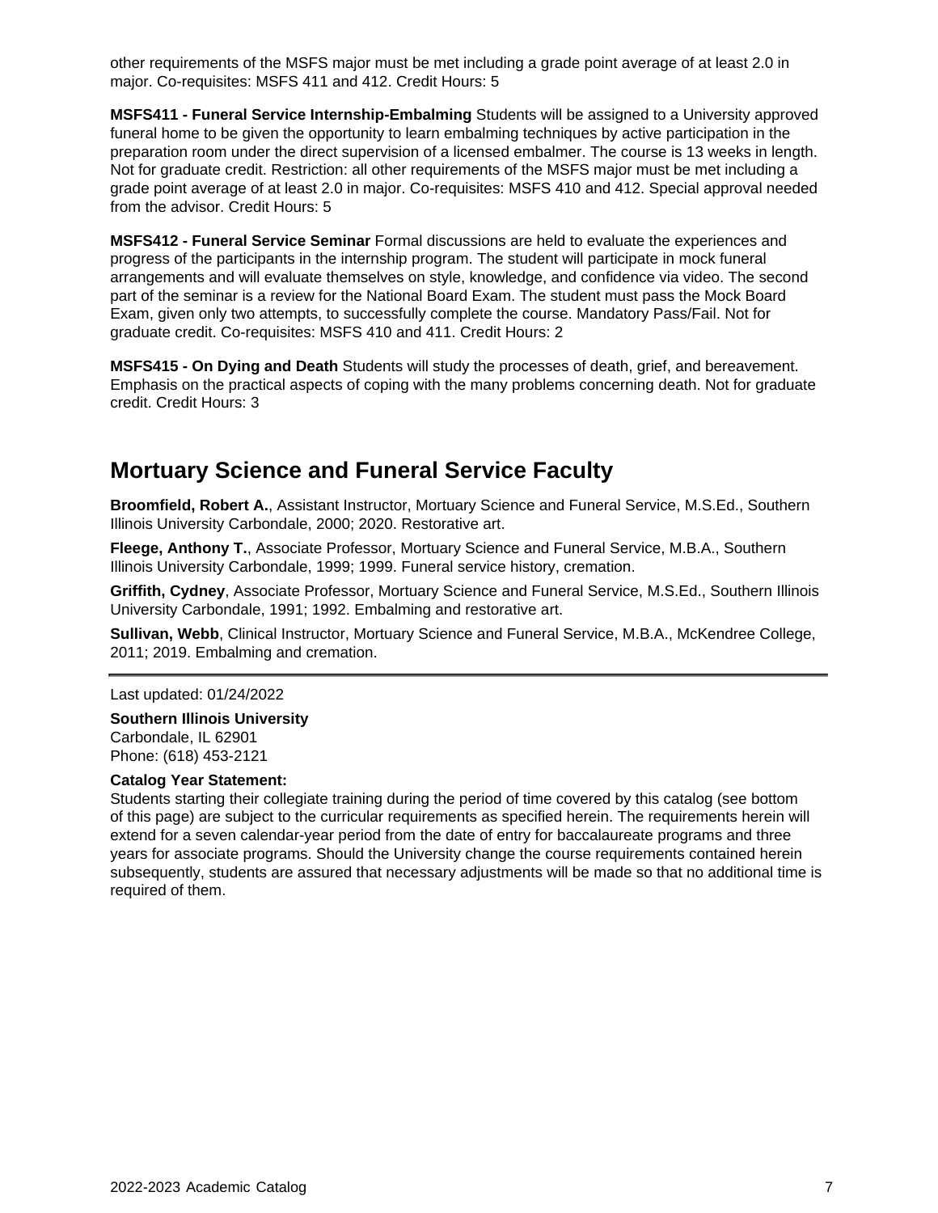other requirements of the MSFS major must be met including a grade point average of at least 2.0 in major. Co-requisites: MSFS 411 and 412. Credit Hours: 5

**MSFS411 - Funeral Service Internship-Embalming** Students will be assigned to a University approved funeral home to be given the opportunity to learn embalming techniques by active participation in the preparation room under the direct supervision of a licensed embalmer. The course is 13 weeks in length. Not for graduate credit. Restriction: all other requirements of the MSFS major must be met including a grade point average of at least 2.0 in major. Co-requisites: MSFS 410 and 412. Special approval needed from the advisor. Credit Hours: 5

**MSFS412 - Funeral Service Seminar** Formal discussions are held to evaluate the experiences and progress of the participants in the internship program. The student will participate in mock funeral arrangements and will evaluate themselves on style, knowledge, and confidence via video. The second part of the seminar is a review for the National Board Exam. The student must pass the Mock Board Exam, given only two attempts, to successfully complete the course. Mandatory Pass/Fail. Not for graduate credit. Co-requisites: MSFS 410 and 411. Credit Hours: 2

**MSFS415 - On Dying and Death** Students will study the processes of death, grief, and bereavement. Emphasis on the practical aspects of coping with the many problems concerning death. Not for graduate credit. Credit Hours: 3

## Mortuary Science and Funeral Service Faculty

**Broomfield, Robert A.**, Assistant Instructor, Mortuary Science and Funeral Service, M.S.Ed., Southern Illinois University Carbondale, 2000; 2020. Restorative art.

**Fleege, Anthony T.**, Associate Professor, Mortuary Science and Funeral Service, M.B.A., Southern Illinois University Carbondale, 1999; 1999. Funeral service history, cremation.

**Griffith, Cydney**, Associate Professor, Mortuary Science and Funeral Service, M.S.Ed., Southern Illinois University Carbondale, 1991; 1992. Embalming and restorative art.

**Sullivan, Webb**, Clinical Instructor, Mortuary Science and Funeral Service, M.B.A., McKendree College, 2011; 2019. Embalming and cremation.

---

Last updated: 01/24/2022

**Southern Illinois University**
Carbondale, IL 62901
Phone: (618) 453-2121

**Catalog Year Statement:**
Students starting their collegiate training during the period of time covered by this catalog (see bottom of this page) are subject to the curricular requirements as specified herein. The requirements herein will extend for a seven calendar-year period from the date of entry for baccalaureate programs and three years for associate programs. Should the University change the course requirements contained herein subsequently, students are assured that necessary adjustments will be made so that no additional time is required of them.